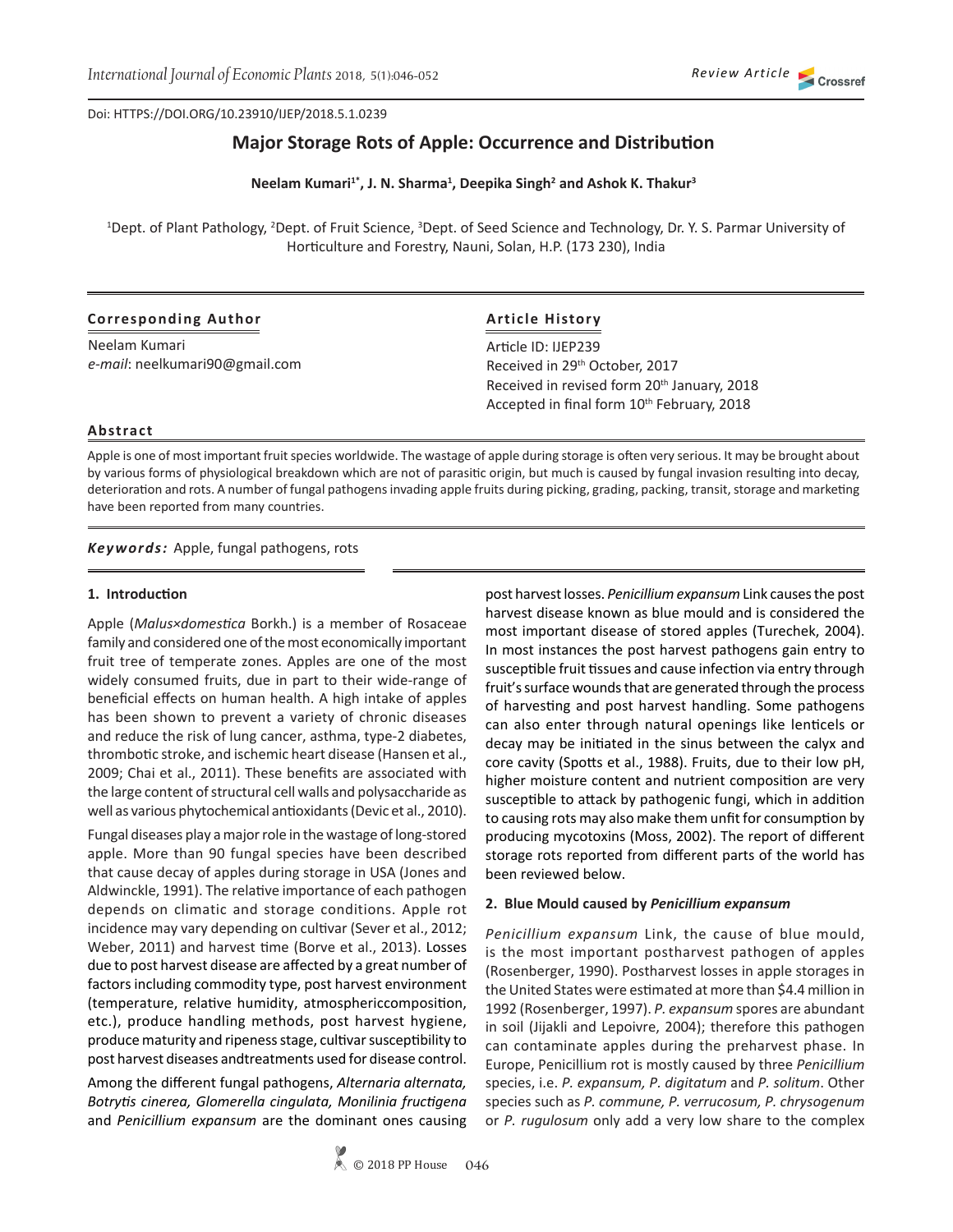Doi: HTTPS://DOI.ORG/10.23910/IJEP/2018.5.1.0239

# Major Storage Rots of Apple: Occurrence and Distribution

**Neelam Kumari[1*], J. N. Sharma[1], Deepika Singh[2] and Ashok K. Thakur[3]**

[1]Dept. of Plant Pathology, [2]Dept. of Fruit Science, [3]Dept. of Seed Science and Technology, Dr. Y. S. Parmar University of Horticulture and Forestry, Nauni, Solan, H.P. (173 230), India

**Corresponding Author**

Neelam Kumari
*e-mail*: neelkumari90@gmail.com

**Article History**

Article ID: IJEP239
Received in 29th October, 2017
Received in revised form 20th January, 2018
Accepted in final form 10th February, 2018

**Abstract**

Apple is one of most important fruit species worldwide. The wastage of apple during storage is often very serious. It may be brought about by various forms of physiological breakdown which are not of parasitic origin, but much is caused by fungal invasion resulting into decay, deterioration and rots. A number of fungal pathogens invading apple fruits during picking, grading, packing, transit, storage and marketing have been reported from many countries.

***Keywords:*** Apple, fungal pathogens, rots

## 1. Introduction

Apple (*Malus×domestica* Borkh.) is a member of Rosaceae family and considered one of the most economically important fruit tree of temperate zones. Apples are one of the most widely consumed fruits, due in part to their wide-range of beneficial effects on human health. A high intake of apples has been shown to prevent a variety of chronic diseases and reduce the risk of lung cancer, asthma, type-2 diabetes, thrombotic stroke, and ischemic heart disease (Hansen et al., 2009; Chai et al., 2011). These benefits are associated with the large content of structural cell walls and polysaccharide as well as various phytochemical antioxidants (Devic et al., 2010).

Fungal diseases play a major role in the wastage of long-stored apple. More than 90 fungal species have been described that cause decay of apples during storage in USA (Jones and Aldwinckle, 1991). The relative importance of each pathogen depends on climatic and storage conditions. Apple rot incidence may vary depending on cultivar (Sever et al., 2012; Weber, 2011) and harvest time (Borve et al., 2013). Losses due to post harvest disease are affected by a great number of factors including commodity type, post harvest environment (temperature, relative humidity, atmosphericcomposition, etc.), produce handling methods, post harvest hygiene, produce maturity and ripeness stage, cultivar susceptibility to post harvest diseases andtreatments used for disease control.

Among the different fungal pathogens, *Alternaria alternata, Botrytis cinerea, Glomerella cingulata, Monilinia fructigena* and *Penicillium expansum* are the dominant ones causing post harvest losses. *Penicillium expansum* Link causes the post harvest disease known as blue mould and is considered the most important disease of stored apples (Turechek, 2004). In most instances the post harvest pathogens gain entry to susceptible fruit tissues and cause infection via entry through fruit's surface wounds that are generated through the process of harvesting and post harvest handling. Some pathogens can also enter through natural openings like lenticels or decay may be initiated in the sinus between the calyx and core cavity (Spotts et al., 1988). Fruits, due to their low pH, higher moisture content and nutrient composition are very susceptible to attack by pathogenic fungi, which in addition to causing rots may also make them unfit for consumption by producing mycotoxins (Moss, 2002). The report of different storage rots reported from different parts of the world has been reviewed below.

## 2. Blue Mould caused by *Penicillium expansum*

*Penicillium expansum* Link, the cause of blue mould, is the most important postharvest pathogen of apples (Rosenberger, 1990). Postharvest losses in apple storages in the United States were estimated at more than $4.4 million in 1992 (Rosenberger, 1997). *P. expansum* spores are abundant in soil (Jijakli and Lepoivre, 2004); therefore this pathogen can contaminate apples during the preharvest phase. In Europe, Penicillium rot is mostly caused by three *Penicillium* species, i.e. *P. expansum, P. digitatum* and *P. solitum*. Other species such as *P. commune, P. verrucosum, P. chrysogenum* or *P. rugulosum* only add a very low share to the complex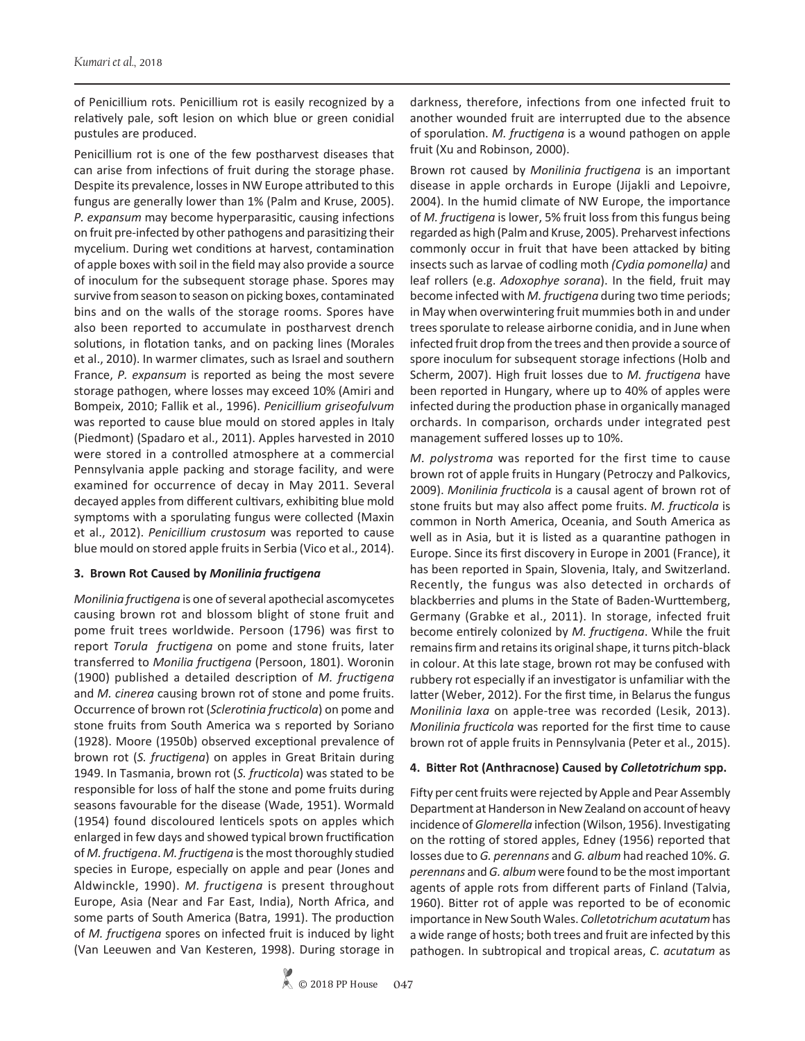of Penicillium rots. Penicillium rot is easily recognized by a relatively pale, soft lesion on which blue or green conidial pustules are produced.

Penicillium rot is one of the few postharvest diseases that can arise from infections of fruit during the storage phase. Despite its prevalence, losses in NW Europe attributed to this fungus are generally lower than 1% (Palm and Kruse, 2005). *P. expansum* may become hyperparasitic, causing infections on fruit pre-infected by other pathogens and parasitizing their mycelium. During wet conditions at harvest, contamination of apple boxes with soil in the field may also provide a source of inoculum for the subsequent storage phase. Spores may survive from season to season on picking boxes, contaminated bins and on the walls of the storage rooms. Spores have also been reported to accumulate in postharvest drench solutions, in flotation tanks, and on packing lines (Morales et al., 2010). In warmer climates, such as Israel and southern France, *P. expansum* is reported as being the most severe storage pathogen, where losses may exceed 10% (Amiri and Bompeix, 2010; Fallik et al., 1996). *Penicillium griseofulvum* was reported to cause blue mould on stored apples in Italy (Piedmont) (Spadaro et al., 2011). Apples harvested in 2010 were stored in a controlled atmosphere at a commercial Pennsylvania apple packing and storage facility, and were examined for occurrence of decay in May 2011. Several decayed apples from different cultivars, exhibiting blue mold symptoms with a sporulating fungus were collected (Maxin et al., 2012). *Penicillium crustosum* was reported to cause blue mould on stored apple fruits in Serbia (Vico et al., 2014).

### 3. Brown Rot Caused by *Monilinia fructigena*

*Monilinia fructigena* is one of several apothecial ascomycetes causing brown rot and blossom blight of stone fruit and pome fruit trees worldwide. Persoon (1796) was first to report *Torula fructigena* on pome and stone fruits, later transferred to *Monilia fructigena* (Persoon, 1801). Woronin (1900) published a detailed description of *M. fructigena* and *M. cinerea* causing brown rot of stone and pome fruits. Occurrence of brown rot (*Sclerotinia fructicola*) on pome and stone fruits from South America wa s reported by Soriano (1928). Moore (1950b) observed exceptional prevalence of brown rot (*S. fructigena*) on apples in Great Britain during 1949. In Tasmania, brown rot (*S. fructicola*) was stated to be responsible for loss of half the stone and pome fruits during seasons favourable for the disease (Wade, 1951). Wormald (1954) found discoloured lenticels spots on apples which enlarged in few days and showed typical brown fructification of *M. fructigena*. *M. fructigena* is the most thoroughly studied species in Europe, especially on apple and pear (Jones and Aldwinckle, 1990). *M. fructigena* is present throughout Europe, Asia (Near and Far East, India), North Africa, and some parts of South America (Batra, 1991). The production of *M. fructigena* spores on infected fruit is induced by light (Van Leeuwen and Van Kesteren, 1998). During storage in darkness, therefore, infections from one infected fruit to another wounded fruit are interrupted due to the absence of sporulation. *M. fructigena* is a wound pathogen on apple fruit (Xu and Robinson, 2000).

Brown rot caused by *Monilinia fructigena* is an important disease in apple orchards in Europe (Jijakli and Lepoivre, 2004). In the humid climate of NW Europe, the importance of *M. fructigena* is lower, 5% fruit loss from this fungus being regarded as high (Palm and Kruse, 2005). Preharvest infections commonly occur in fruit that have been attacked by biting insects such as larvae of codling moth *(Cydia pomonella)* and leaf rollers (e.g. *Adoxophye sorana*). In the field, fruit may become infected with *M. fructigena* during two time periods; in May when overwintering fruit mummies both in and under trees sporulate to release airborne conidia, and in June when infected fruit drop from the trees and then provide a source of spore inoculum for subsequent storage infections (Holb and Scherm, 2007). High fruit losses due to *M. fructigena* have been reported in Hungary, where up to 40% of apples were infected during the production phase in organically managed orchards. In comparison, orchards under integrated pest management suffered losses up to 10%.

*M. polystroma* was reported for the first time to cause brown rot of apple fruits in Hungary (Petroczy and Palkovics, 2009). *Monilinia fructicola* is a causal agent of brown rot of stone fruits but may also affect pome fruits. *M. fructicola* is common in North America, Oceania, and South America as well as in Asia, but it is listed as a quarantine pathogen in Europe. Since its first discovery in Europe in 2001 (France), it has been reported in Spain, Slovenia, Italy, and Switzerland. Recently, the fungus was also detected in orchards of blackberries and plums in the State of Baden-Wurttemberg, Germany (Grabke et al., 2011). In storage, infected fruit become entirely colonized by *M. fructigena*. While the fruit remains firm and retains its original shape, it turns pitch-black in colour. At this late stage, brown rot may be confused with rubbery rot especially if an investigator is unfamiliar with the latter (Weber, 2012). For the first time, in Belarus the fungus *Monilinia laxa* on apple-tree was recorded (Lesik, 2013). *Monilinia fructicola* was reported for the first time to cause brown rot of apple fruits in Pennsylvania (Peter et al., 2015).

### 4. Bitter Rot (Anthracnose) Caused by *Colletotrichum* spp.

Fifty per cent fruits were rejected by Apple and Pear Assembly Department at Handerson in New Zealand on account of heavy incidence of *Glomerella* infection (Wilson, 1956). Investigating on the rotting of stored apples, Edney (1956) reported that losses due to *G. perennans* and *G. album* had reached 10%. *G. perennans* and *G. album* were found to be the most important agents of apple rots from different parts of Finland (Talvia, 1960). Bitter rot of apple was reported to be of economic importance in New South Wales. *Colletotrichum acutatum* has a wide range of hosts; both trees and fruit are infected by this pathogen. In subtropical and tropical areas, *C. acutatum* as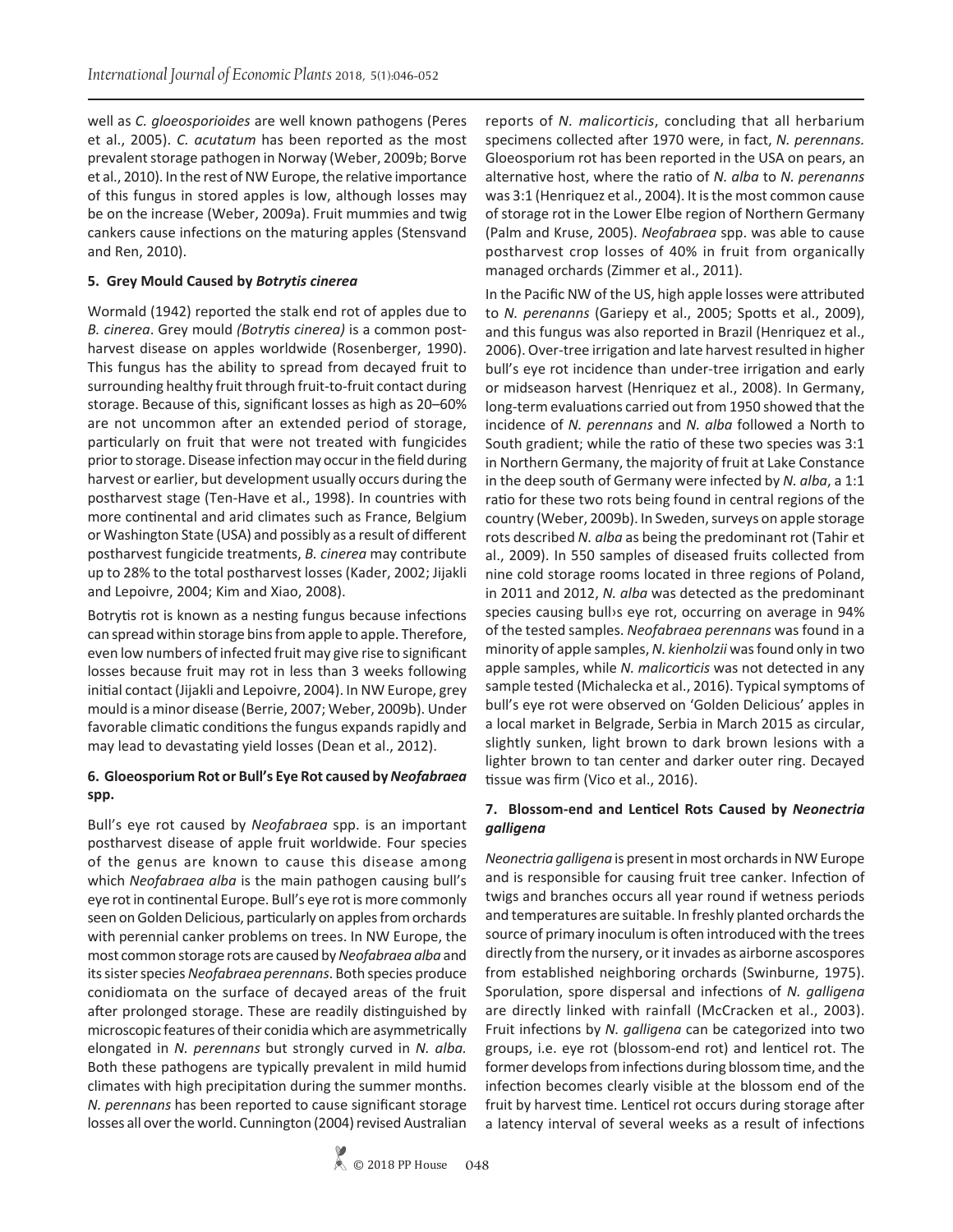well as *C. gloeosporioides* are well known pathogens (Peres et al., 2005). *C. acutatum* has been reported as the most prevalent storage pathogen in Norway (Weber, 2009b; Borve et al., 2010). In the rest of NW Europe, the relative importance of this fungus in stored apples is low, although losses may be on the increase (Weber, 2009a). Fruit mummies and twig cankers cause infections on the maturing apples (Stensvand and Ren, 2010).

### 5. Grey Mould Caused by *Botrytis cinerea*

Wormald (1942) reported the stalk end rot of apples due to *B. cinerea*. Grey mould *(Botrytis cinerea)* is a common post-harvest disease on apples worldwide (Rosenberger, 1990). This fungus has the ability to spread from decayed fruit to surrounding healthy fruit through fruit-to-fruit contact during storage. Because of this, significant losses as high as 20–60% are not uncommon after an extended period of storage, particularly on fruit that were not treated with fungicides prior to storage. Disease infection may occur in the field during harvest or earlier, but development usually occurs during the postharvest stage (Ten-Have et al., 1998). In countries with more continental and arid climates such as France, Belgium or Washington State (USA) and possibly as a result of different postharvest fungicide treatments, *B. cinerea* may contribute up to 28% to the total postharvest losses (Kader, 2002; Jijakli and Lepoivre, 2004; Kim and Xiao, 2008).

Botrytis rot is known as a nesting fungus because infections can spread within storage bins from apple to apple. Therefore, even low numbers of infected fruit may give rise to significant losses because fruit may rot in less than 3 weeks following initial contact (Jijakli and Lepoivre, 2004). In NW Europe, grey mould is a minor disease (Berrie, 2007; Weber, 2009b). Under favorable climatic conditions the fungus expands rapidly and may lead to devastating yield losses (Dean et al., 2012).

### 6. Gloeosporium Rot or Bull's Eye Rot caused by *Neofabraea* spp.

Bull's eye rot caused by *Neofabraea* spp. is an important postharvest disease of apple fruit worldwide. Four species of the genus are known to cause this disease among which *Neofabraea alba* is the main pathogen causing bull's eye rot in continental Europe. Bull's eye rot is more commonly seen on Golden Delicious, particularly on apples from orchards with perennial canker problems on trees. In NW Europe, the most common storage rots are caused by *Neofabraea alba* and its sister species *Neofabraea perennans*. Both species produce conidiomata on the surface of decayed areas of the fruit after prolonged storage. These are readily distinguished by microscopic features of their conidia which are asymmetrically elongated in *N. perennans* but strongly curved in *N. alba.* Both these pathogens are typically prevalent in mild humid climates with high precipitation during the summer months. *N. perennans* has been reported to cause significant storage losses all over the world. Cunnington (2004) revised Australian reports of *N. malicorticis*, concluding that all herbarium specimens collected after 1970 were, in fact, *N. perennans.* Gloeosporium rot has been reported in the USA on pears, an alternative host, where the ratio of *N. alba* to *N. perenanns* was 3:1 (Henriquez et al., 2004). It is the most common cause of storage rot in the Lower Elbe region of Northern Germany (Palm and Kruse, 2005). *Neofabraea* spp. was able to cause postharvest crop losses of 40% in fruit from organically managed orchards (Zimmer et al., 2011).

In the Pacific NW of the US, high apple losses were attributed to *N. perenanns* (Gariepy et al., 2005; Spotts et al., 2009), and this fungus was also reported in Brazil (Henriquez et al., 2006). Over-tree irrigation and late harvest resulted in higher bull's eye rot incidence than under-tree irrigation and early or midseason harvest (Henriquez et al., 2008). In Germany, long-term evaluations carried out from 1950 showed that the incidence of *N. perennans* and *N. alba* followed a North to South gradient; while the ratio of these two species was 3:1 in Northern Germany, the majority of fruit at Lake Constance in the deep south of Germany were infected by *N. alba*, a 1:1 ratio for these two rots being found in central regions of the country (Weber, 2009b). In Sweden, surveys on apple storage rots described *N. alba* as being the predominant rot (Tahir et al., 2009). In 550 samples of diseased fruits collected from nine cold storage rooms located in three regions of Poland, in 2011 and 2012, *N. alba* was detected as the predominant species causing bull›s eye rot, occurring on average in 94% of the tested samples. *Neofabraea perennans* was found in a minority of apple samples, *N. kienholzii* was found only in two apple samples, while *N. malicorticis* was not detected in any sample tested (Michalecka et al., 2016). Typical symptoms of bull's eye rot were observed on 'Golden Delicious' apples in a local market in Belgrade, Serbia in March 2015 as circular, slightly sunken, light brown to dark brown lesions with a lighter brown to tan center and darker outer ring. Decayed tissue was firm (Vico et al., 2016).

### 7. Blossom-end and Lenticel Rots Caused by *Neonectria galligena*

*Neonectria galligena* is present in most orchards in NW Europe and is responsible for causing fruit tree canker. Infection of twigs and branches occurs all year round if wetness periods and temperatures are suitable. In freshly planted orchards the source of primary inoculum is often introduced with the trees directly from the nursery, or it invades as airborne ascospores from established neighboring orchards (Swinburne, 1975). Sporulation, spore dispersal and infections of *N. galligena* are directly linked with rainfall (McCracken et al., 2003). Fruit infections by *N. galligena* can be categorized into two groups, i.e. eye rot (blossom-end rot) and lenticel rot. The former develops from infections during blossom time, and the infection becomes clearly visible at the blossom end of the fruit by harvest time. Lenticel rot occurs during storage after a latency interval of several weeks as a result of infections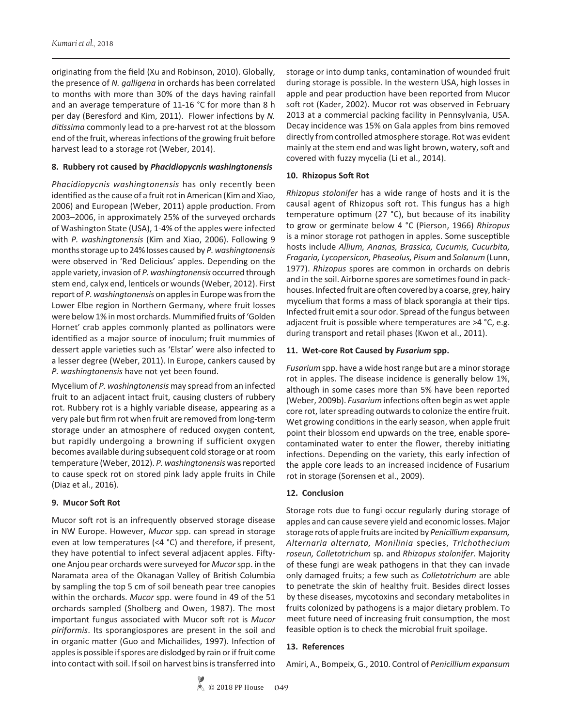originating from the field (Xu and Robinson, 2010). Globally, the presence of *N. galligena* in orchards has been correlated to months with more than 30% of the days having rainfall and an average temperature of 11-16 °C for more than 8 h per day (Beresford and Kim, 2011). Flower infections by *N. ditissima* commonly lead to a pre-harvest rot at the blossom end of the fruit, whereas infections of the growing fruit before harvest lead to a storage rot (Weber, 2014).

## 8. Rubbery rot caused by *Phacidiopycnis washingtonensis*

*Phacidiopycnis washingtonensis* has only recently been identified as the cause of a fruit rot in American (Kim and Xiao, 2006) and European (Weber, 2011) apple production. From 2003–2006, in approximately 25% of the surveyed orchards of Washington State (USA), 1-4% of the apples were infected with *P. washingtonensis* (Kim and Xiao, 2006). Following 9 months storage up to 24% losses caused by *P. washingtonensis* were observed in 'Red Delicious' apples. Depending on the apple variety, invasion of *P. washingtonensis* occurred through stem end, calyx end, lenticels or wounds (Weber, 2012). First report of *P. washingtonensis* on apples in Europe was from the Lower Elbe region in Northern Germany, where fruit losses were below 1% in most orchards. Mummified fruits of 'Golden Hornet' crab apples commonly planted as pollinators were identified as a major source of inoculum; fruit mummies of dessert apple varieties such as 'Elstar' were also infected to a lesser degree (Weber, 2011). In Europe, cankers caused by *P. washingtonensis* have not yet been found.

Mycelium of *P. washingtonensis* may spread from an infected fruit to an adjacent intact fruit, causing clusters of rubbery rot. Rubbery rot is a highly variable disease, appearing as a very pale but firm rot when fruit are removed from long-term storage under an atmosphere of reduced oxygen content, but rapidly undergoing a browning if sufficient oxygen becomes available during subsequent cold storage or at room temperature (Weber, 2012). *P. washingtonensis* was reported to cause speck rot on stored pink lady apple fruits in Chile (Diaz et al., 2016).

## 9. Mucor Soft Rot

Mucor soft rot is an infrequently observed storage disease in NW Europe. However, *Mucor* spp. can spread in storage even at low temperatures (<4 °C) and therefore, if present, they have potential to infect several adjacent apples. Fifty-one Anjou pear orchards were surveyed for *Mucor* spp. in the Naramata area of the Okanagan Valley of British Columbia by sampling the top 5 cm of soil beneath pear tree canopies within the orchards. *Mucor* spp. were found in 49 of the 51 orchards sampled (Sholberg and Owen, 1987). The most important fungus associated with Mucor soft rot is *Mucor piriformis*. Its sporangiospores are present in the soil and in organic matter (Guo and Michailides, 1997). Infection of apples is possible if spores are dislodged by rain or if fruit come into contact with soil. If soil on harvest bins is transferred into storage or into dump tanks, contamination of wounded fruit during storage is possible. In the western USA, high losses in apple and pear production have been reported from Mucor soft rot (Kader, 2002). Mucor rot was observed in February 2013 at a commercial packing facility in Pennsylvania, USA. Decay incidence was 15% on Gala apples from bins removed directly from controlled atmosphere storage. Rot was evident mainly at the stem end and was light brown, watery, soft and covered with fuzzy mycelia (Li et al., 2014).

## 10. Rhizopus Soft Rot

*Rhizopus stolonifer* has a wide range of hosts and it is the causal agent of Rhizopus soft rot. This fungus has a high temperature optimum (27 °C), but because of its inability to grow or germinate below 4 °C (Pierson, 1966) *Rhizopus* is a minor storage rot pathogen in apples. Some susceptible hosts include *Allium, Ananas, Brassica, Cucumis, Cucurbita, Fragaria, Lycopersicon, Phaseolus, Pisum* and *Solanum* (Lunn, 1977). *Rhizopus* spores are common in orchards on debris and in the soil. Airborne spores are sometimes found in pack-houses. Infected fruit are often covered by a coarse, grey, hairy mycelium that forms a mass of black sporangia at their tips. Infected fruit emit a sour odor. Spread of the fungus between adjacent fruit is possible where temperatures are >4 °C, e.g. during transport and retail phases (Kwon et al., 2011).

## 11. Wet-core Rot Caused by *Fusarium* spp.

*Fusarium* spp. have a wide host range but are a minor storage rot in apples. The disease incidence is generally below 1%, although in some cases more than 5% have been reported (Weber, 2009b). *Fusarium* infections often begin as wet apple core rot, later spreading outwards to colonize the entire fruit. Wet growing conditions in the early season, when apple fruit point their blossom end upwards on the tree, enable spore-contaminated water to enter the flower, thereby initiating infections. Depending on the variety, this early infection of the apple core leads to an increased incidence of Fusarium rot in storage (Sorensen et al., 2009).

## 12. Conclusion

Storage rots due to fungi occur regularly during storage of apples and can cause severe yield and economic losses. Major storage rots of apple fruits are incited by *Penicillium expansum, Alternaria alternata, Monilinia* species, *Trichothecium roseun, Colletotrichum* sp. and *Rhizopus stolonifer*. Majority of these fungi are weak pathogens in that they can invade only damaged fruits; a few such as *Colletotrichum* are able to penetrate the skin of healthy fruit. Besides direct losses by these diseases, mycotoxins and secondary metabolites in fruits colonized by pathogens is a major dietary problem. To meet future need of increasing fruit consumption, the most feasible option is to check the microbial fruit spoilage.

## 13. References

Amiri, A., Bompeix, G., 2010. Control of *Penicillium expansum*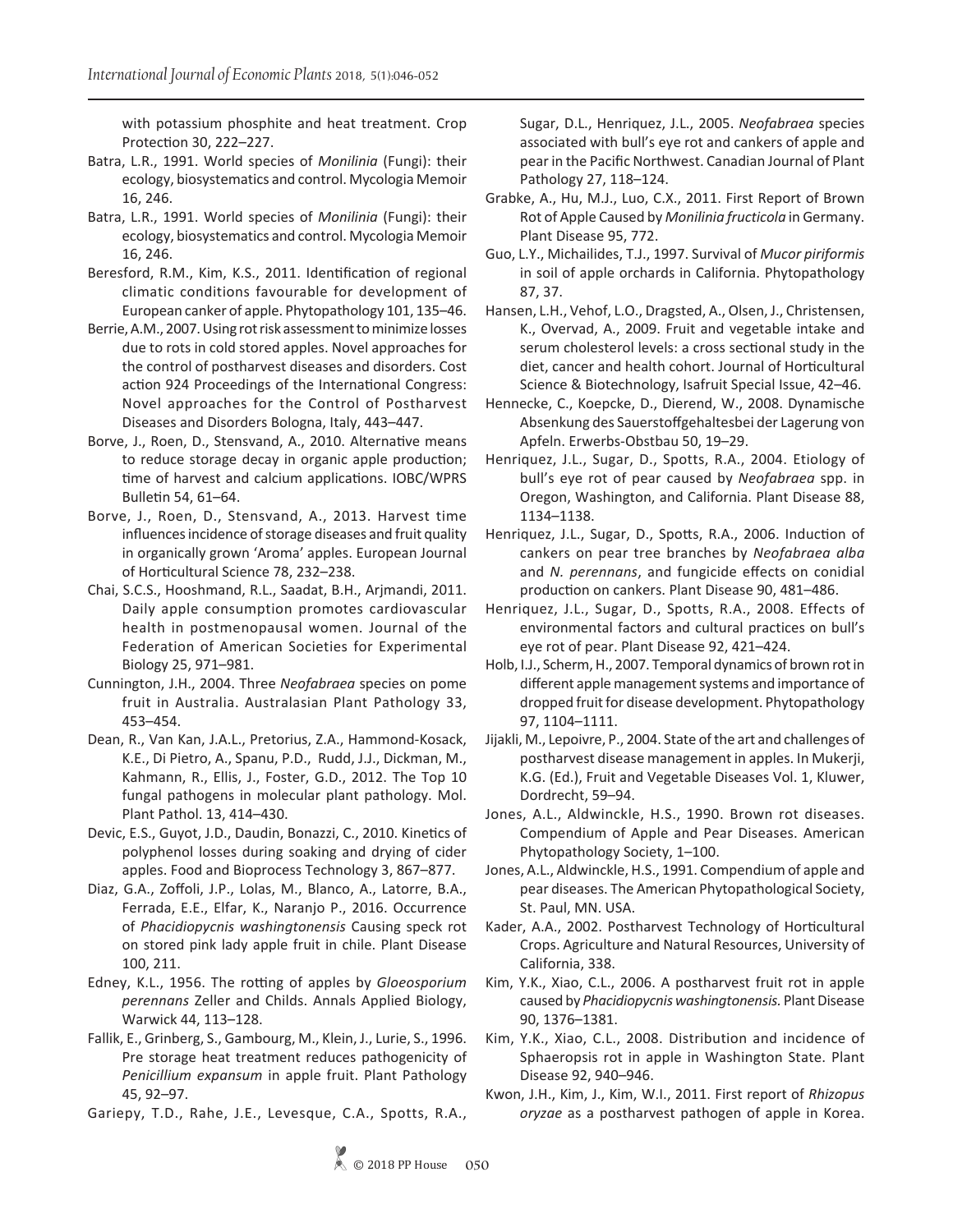with potassium phosphite and heat treatment. Crop Protection 30, 222–227.

Batra, L.R., 1991. World species of *Monilinia* (Fungi): their ecology, biosystematics and control. Mycologia Memoir 16, 246.

Batra, L.R., 1991. World species of *Monilinia* (Fungi): their ecology, biosystematics and control. Mycologia Memoir 16, 246.

Beresford, R.M., Kim, K.S., 2011. Identification of regional climatic conditions favourable for development of European canker of apple. Phytopathology 101, 135–46.

Berrie, A.M., 2007. Using rot risk assessment to minimize losses due to rots in cold stored apples. Novel approaches for the control of postharvest diseases and disorders. Cost action 924 Proceedings of the International Congress: Novel approaches for the Control of Postharvest Diseases and Disorders Bologna, Italy, 443–447.

Borve, J., Roen, D., Stensvand, A., 2010. Alternative means to reduce storage decay in organic apple production; time of harvest and calcium applications. IOBC/WPRS Bulletin 54, 61–64.

Borve, J., Roen, D., Stensvand, A., 2013. Harvest time influences incidence of storage diseases and fruit quality in organically grown 'Aroma' apples. European Journal of Horticultural Science 78, 232–238.

Chai, S.C.S., Hooshmand, R.L., Saadat, B.H., Arjmandi, 2011. Daily apple consumption promotes cardiovascular health in postmenopausal women. Journal of the Federation of American Societies for Experimental Biology 25, 971–981.

Cunnington, J.H., 2004. Three *Neofabraea* species on pome fruit in Australia. Australasian Plant Pathology 33, 453–454.

Dean, R., Van Kan, J.A.L., Pretorius, Z.A., Hammond-Kosack, K.E., Di Pietro, A., Spanu, P.D., Rudd, J.J., Dickman, M., Kahmann, R., Ellis, J., Foster, G.D., 2012. The Top 10 fungal pathogens in molecular plant pathology. Mol. Plant Pathol. 13, 414–430.

Devic, E.S., Guyot, J.D., Daudin, Bonazzi, C., 2010. Kinetics of polyphenol losses during soaking and drying of cider apples. Food and Bioprocess Technology 3, 867–877.

Diaz, G.A., Zoffoli, J.P., Lolas, M., Blanco, A., Latorre, B.A., Ferrada, E.E., Elfar, K., Naranjo P., 2016. Occurrence of *Phacidiopycnis washingtonensis* Causing speck rot on stored pink lady apple fruit in chile. Plant Disease 100, 211.

Edney, K.L., 1956. The rotting of apples by *Gloeosporium perennans* Zeller and Childs. Annals Applied Biology, Warwick 44, 113–128.

Fallik, E., Grinberg, S., Gambourg, M., Klein, J., Lurie, S., 1996. Pre storage heat treatment reduces pathogenicity of *Penicillium expansum* in apple fruit. Plant Pathology 45, 92–97.

Gariepy, T.D., Rahe, J.E., Levesque, C.A., Spotts, R.A., Sugar, D.L., Henriquez, J.L., 2005. *Neofabraea* species associated with bull's eye rot and cankers of apple and pear in the Pacific Northwest. Canadian Journal of Plant Pathology 27, 118–124.

Grabke, A., Hu, M.J., Luo, C.X., 2011. First Report of Brown Rot of Apple Caused by *Monilinia fructicola* in Germany. Plant Disease 95, 772.

Guo, L.Y., Michailides, T.J., 1997. Survival of *Mucor piriformis* in soil of apple orchards in California. Phytopathology 87, 37.

Hansen, L.H., Vehof, L.O., Dragsted, A., Olsen, J., Christensen, K., Overvad, A., 2009. Fruit and vegetable intake and serum cholesterol levels: a cross sectional study in the diet, cancer and health cohort. Journal of Horticultural Science & Biotechnology, Isafruit Special Issue, 42–46.

Hennecke, C., Koepcke, D., Dierend, W., 2008. Dynamische Absenkung des Sauerstoffgehaltesbei der Lagerung von Apfeln. Erwerbs-Obstbau 50, 19–29.

Henriquez, J.L., Sugar, D., Spotts, R.A., 2004. Etiology of bull's eye rot of pear caused by *Neofabraea* spp. in Oregon, Washington, and California. Plant Disease 88, 1134–1138.

Henriquez, J.L., Sugar, D., Spotts, R.A., 2006. Induction of cankers on pear tree branches by *Neofabraea alba* and *N. perennans*, and fungicide effects on conidial production on cankers. Plant Disease 90, 481–486.

Henriquez, J.L., Sugar, D., Spotts, R.A., 2008. Effects of environmental factors and cultural practices on bull's eye rot of pear. Plant Disease 92, 421–424.

Holb, I.J., Scherm, H., 2007. Temporal dynamics of brown rot in different apple management systems and importance of dropped fruit for disease development. Phytopathology 97, 1104–1111.

Jijakli, M., Lepoivre, P., 2004. State of the art and challenges of postharvest disease management in apples. In Mukerji, K.G. (Ed.), Fruit and Vegetable Diseases Vol. 1, Kluwer, Dordrecht, 59–94.

Jones, A.L., Aldwinckle, H.S., 1990. Brown rot diseases. Compendium of Apple and Pear Diseases. American Phytopathology Society, 1–100.

Jones, A.L., Aldwinckle, H.S., 1991. Compendium of apple and pear diseases. The American Phytopathological Society, St. Paul, MN. USA.

Kader, A.A., 2002. Postharvest Technology of Horticultural Crops. Agriculture and Natural Resources, University of California, 338.

Kim, Y.K., Xiao, C.L., 2006. A postharvest fruit rot in apple caused by *Phacidiopycnis washingtonensis.* Plant Disease 90, 1376–1381.

Kim, Y.K., Xiao, C.L., 2008. Distribution and incidence of Sphaeropsis rot in apple in Washington State. Plant Disease 92, 940–946.

Kwon, J.H., Kim, J., Kim, W.I., 2011. First report of *Rhizopus oryzae* as a postharvest pathogen of apple in Korea.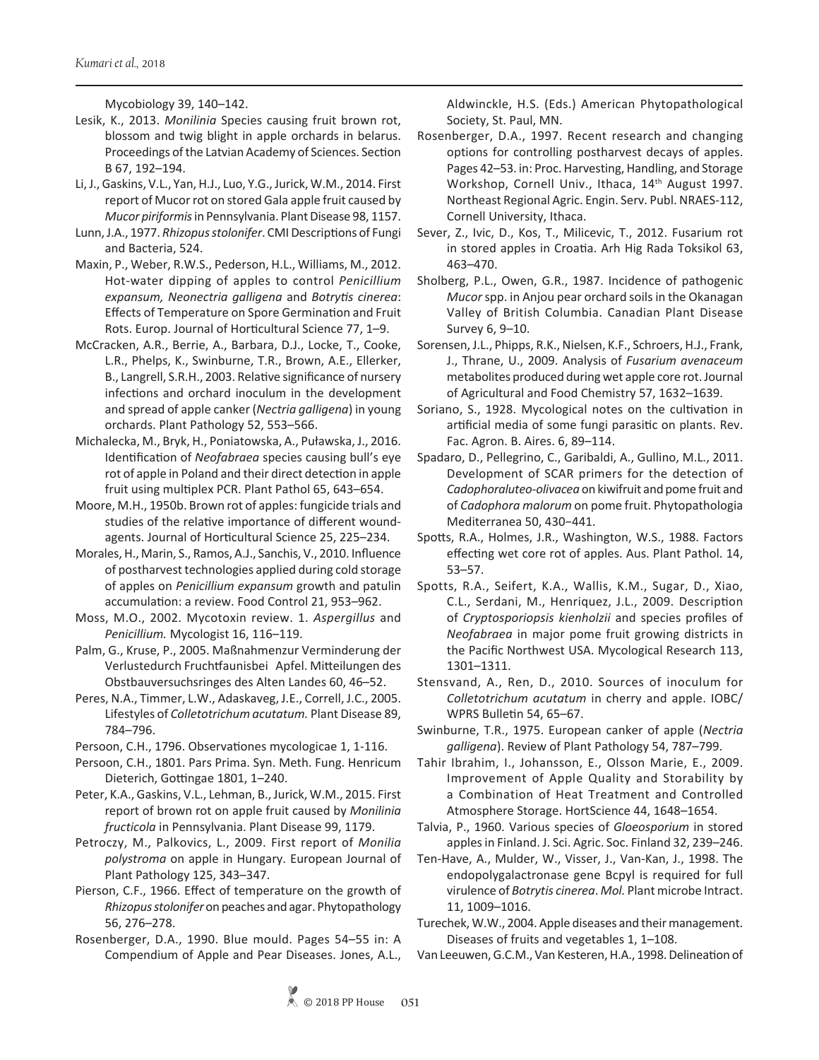Mycobiology 39, 140–142.

Lesik, K., 2013. *Monilinia* Species causing fruit brown rot, blossom and twig blight in apple orchards in belarus. Proceedings of the Latvian Academy of Sciences. Section B 67, 192–194.

Li, J., Gaskins, V.L., Yan, H.J., Luo, Y.G., Jurick, W.M., 2014. First report of Mucor rot on stored Gala apple fruit caused by *Mucor piriformis* in Pennsylvania. Plant Disease 98, 1157.

Lunn, J.A., 1977. *Rhizopus stolonifer*. CMI Descriptions of Fungi and Bacteria, 524.

Maxin, P., Weber, R.W.S., Pederson, H.L., Williams, M., 2012. Hot-water dipping of apples to control *Penicillium expansum, Neonectria galligena* and *Botrytis cinerea*: Effects of Temperature on Spore Germination and Fruit Rots. Europ. Journal of Horticultural Science 77, 1–9.

McCracken, A.R., Berrie, A., Barbara, D.J., Locke, T., Cooke, L.R., Phelps, K., Swinburne, T.R., Brown, A.E., Ellerker, B., Langrell, S.R.H., 2003. Relative significance of nursery infections and orchard inoculum in the development and spread of apple canker (*Nectria galligena*) in young orchards. Plant Pathology 52, 553–566.

Michalecka, M., Bryk, H., Poniatowska, A., Puławska, J., 2016. Identification of *Neofabraea* species causing bull's eye rot of apple in Poland and their direct detection in apple fruit using multiplex PCR. Plant Pathol 65, 643–654.

Moore, M.H., 1950b. Brown rot of apples: fungicide trials and studies of the relative importance of different wound-agents. Journal of Horticultural Science 25, 225–234.

Morales, H., Marin, S., Ramos, A.J., Sanchis, V., 2010. Influence of postharvest technologies applied during cold storage of apples on *Penicillium expansum* growth and patulin accumulation: a review. Food Control 21, 953–962.

Moss, M.O., 2002. Mycotoxin review. 1. *Aspergillus* and *Penicillium.* Mycologist 16, 116–119.

Palm, G., Kruse, P., 2005. Maßnahmenzur Verminderung der Verlustedurch Fruchtfaunisbei Apfel. Mitteilungen des Obstbauversuchsringes des Alten Landes 60, 46–52.

Peres, N.A., Timmer, L.W., Adaskaveg, J.E., Correll, J.C., 2005. Lifestyles of *Colletotrichum acutatum.* Plant Disease 89, 784–796.

Persoon, C.H., 1796. Observationes mycologicae 1, 1-116.

Persoon, C.H., 1801. Pars Prima. Syn. Meth. Fung. Henricum Dieterich, Gottingae 1801, 1–240.

Peter, K.A., Gaskins, V.L., Lehman, B., Jurick, W.M., 2015. First report of brown rot on apple fruit caused by *Monilinia fructicola* in Pennsylvania. Plant Disease 99, 1179.

Petroczy, M., Palkovics, L., 2009. First report of *Monilia polystroma* on apple in Hungary. European Journal of Plant Pathology 125, 343–347.

Pierson, C.F., 1966. Effect of temperature on the growth of *Rhizopus stolonifer* on peaches and agar. Phytopathology 56, 276–278.

Rosenberger, D.A., 1990. Blue mould. Pages 54–55 in: A Compendium of Apple and Pear Diseases. Jones, A.L., Aldwinckle, H.S. (Eds.) American Phytopathological Society, St. Paul, MN.

Rosenberger, D.A., 1997. Recent research and changing options for controlling postharvest decays of apples. Pages 42–53. in: Proc. Harvesting, Handling, and Storage Workshop, Cornell Univ., Ithaca, 14th August 1997. Northeast Regional Agric. Engin. Serv. Publ. NRAES-112, Cornell University, Ithaca.

Sever, Z., Ivic, D., Kos, T., Milicevic, T., 2012. Fusarium rot in stored apples in Croatia. Arh Hig Rada Toksikol 63, 463–470.

Sholberg, P.L., Owen, G.R., 1987. Incidence of pathogenic *Mucor* spp. in Anjou pear orchard soils in the Okanagan Valley of British Columbia. Canadian Plant Disease Survey 6, 9–10.

Sorensen, J.L., Phipps, R.K., Nielsen, K.F., Schroers, H.J., Frank, J., Thrane, U., 2009. Analysis of *Fusarium avenaceum* metabolites produced during wet apple core rot. Journal of Agricultural and Food Chemistry 57, 1632–1639.

Soriano, S., 1928. Mycological notes on the cultivation in artificial media of some fungi parasitic on plants. Rev. Fac. Agron. B. Aires. 6, 89–114.

Spadaro, D., Pellegrino, C., Garibaldi, A., Gullino, M.L., 2011. Development of SCAR primers for the detection of *Cadophoraluteo-olivacea* on kiwifruit and pome fruit and of *Cadophora malorum* on pome fruit. Phytopathologia Mediterranea 50, 430−441.

Spotts, R.A., Holmes, J.R., Washington, W.S., 1988. Factors effecting wet core rot of apples. Aus. Plant Pathol. 14, 53–57.

Spotts, R.A., Seifert, K.A., Wallis, K.M., Sugar, D., Xiao, C.L., Serdani, M., Henriquez, J.L., 2009. Description of *Cryptosporiopsis kienholzii* and species profiles of *Neofabraea* in major pome fruit growing districts in the Pacific Northwest USA. Mycological Research 113, 1301–1311.

Stensvand, A., Ren, D., 2010. Sources of inoculum for *Colletotrichum acutatum* in cherry and apple. IOBC/WPRS Bulletin 54, 65–67.

Swinburne, T.R., 1975. European canker of apple (*Nectria galligena*). Review of Plant Pathology 54, 787–799.

Tahir Ibrahim, I., Johansson, E., Olsson Marie, E., 2009. Improvement of Apple Quality and Storability by a Combination of Heat Treatment and Controlled Atmosphere Storage. HortScience 44, 1648–1654.

Talvia, P., 1960. Various species of *Gloeosporium* in stored apples in Finland. J. Sci. Agric. Soc. Finland 32, 239–246.

Ten-Have, A., Mulder, W., Visser, J., Van-Kan, J., 1998. The endopolygalactronase gene Bcpyl is required for full virulence of *Botrytis cinerea*. *Mol.* Plant microbe Intract. 11, 1009–1016.

Turechek, W.W., 2004. Apple diseases and their management. Diseases of fruits and vegetables 1, 1–108.

Van Leeuwen, G.C.M., Van Kesteren, H.A., 1998. Delineation of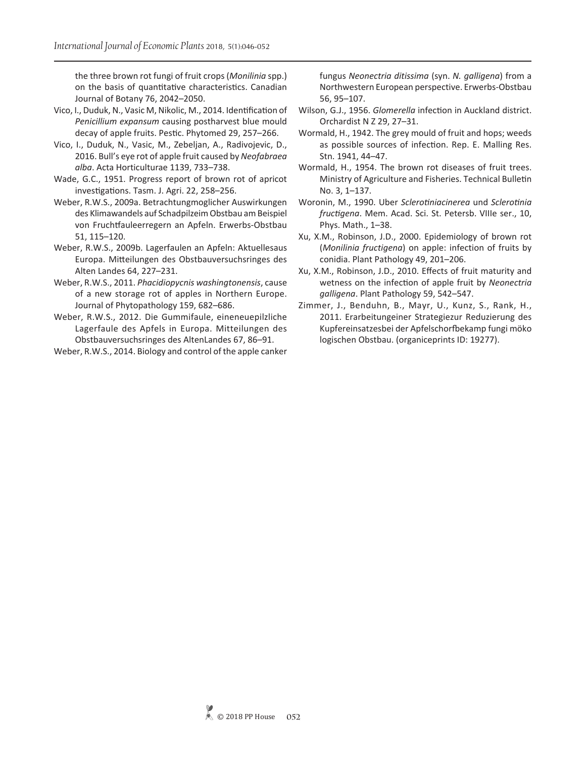the three brown rot fungi of fruit crops (*Monilinia* spp.) on the basis of quantitative characteristics. Canadian Journal of Botany 76, 2042–2050.

Vico, I., Duduk, N., Vasic M, Nikolic, M., 2014. Identification of *Penicillium expansum* causing postharvest blue mould decay of apple fruits. Pestic. Phytomed 29, 257–266.

Vico, I., Duduk, N., Vasic, M., Zebeljan, A., Radivojevic, D., 2016. Bull's eye rot of apple fruit caused by *Neofabraea alba*. Acta Horticulturae 1139, 733–738.

Wade, G.C., 1951. Progress report of brown rot of apricot investigations. Tasm. J. Agri. 22, 258–256.

Weber, R.W.S., 2009a. Betrachtungmoglicher Auswirkungen des Klimawandels auf Schadpilzeim Obstbau am Beispiel von Fruchtfauleerregern an Apfeln. Erwerbs-Obstbau 51, 115–120.

Weber, R.W.S., 2009b. Lagerfaulen an Apfeln: Aktuellesaus Europa. Mitteilungen des Obstbauversuchsringes des Alten Landes 64, 227–231.

Weber, R.W.S., 2011. *Phacidiopycnis washingtonensis*, cause of a new storage rot of apples in Northern Europe. Journal of Phytopathology 159, 682–686.

Weber, R.W.S., 2012. Die Gummifaule, eineneuepilzliche Lagerfaule des Apfels in Europa. Mitteilungen des Obstbauversuchsringes des AltenLandes 67, 86–91.

Weber, R.W.S., 2014. Biology and control of the apple canker fungus *Neonectria ditissima* (syn. *N. galligena*) from a Northwestern European perspective. Erwerbs-Obstbau 56, 95–107.

Wilson, G.J., 1956. *Glomerella* infection in Auckland district. Orchardist N Z 29, 27–31.

Wormald, H., 1942. The grey mould of fruit and hops; weeds as possible sources of infection. Rep. E. Malling Res. Stn. 1941, 44–47.

Wormald, H., 1954. The brown rot diseases of fruit trees. Ministry of Agriculture and Fisheries. Technical Bulletin No. 3, 1–137.

Woronin, M., 1990. Uber *Sclerotiniacinerea* und *Sclerotinia fructigena*. Mem. Acad. Sci. St. Petersb. VIIIe ser., 10, Phys. Math., 1–38.

Xu, X.M., Robinson, J.D., 2000. Epidemiology of brown rot (*Monilinia fructigena*) on apple: infection of fruits by conidia. Plant Pathology 49, 201–206.

Xu, X.M., Robinson, J.D., 2010. Effects of fruit maturity and wetness on the infection of apple fruit by *Neonectria galligena*. Plant Pathology 59, 542–547.

Zimmer, J., Benduhn, B., Mayr, U., Kunz, S., Rank, H., 2011. Erarbeitungeiner Strategiezur Reduzierung des Kupfereinsatzesbei der Apfelschorfbekamp fungi möko logischen Obstbau. (organiceprints ID: 19277).